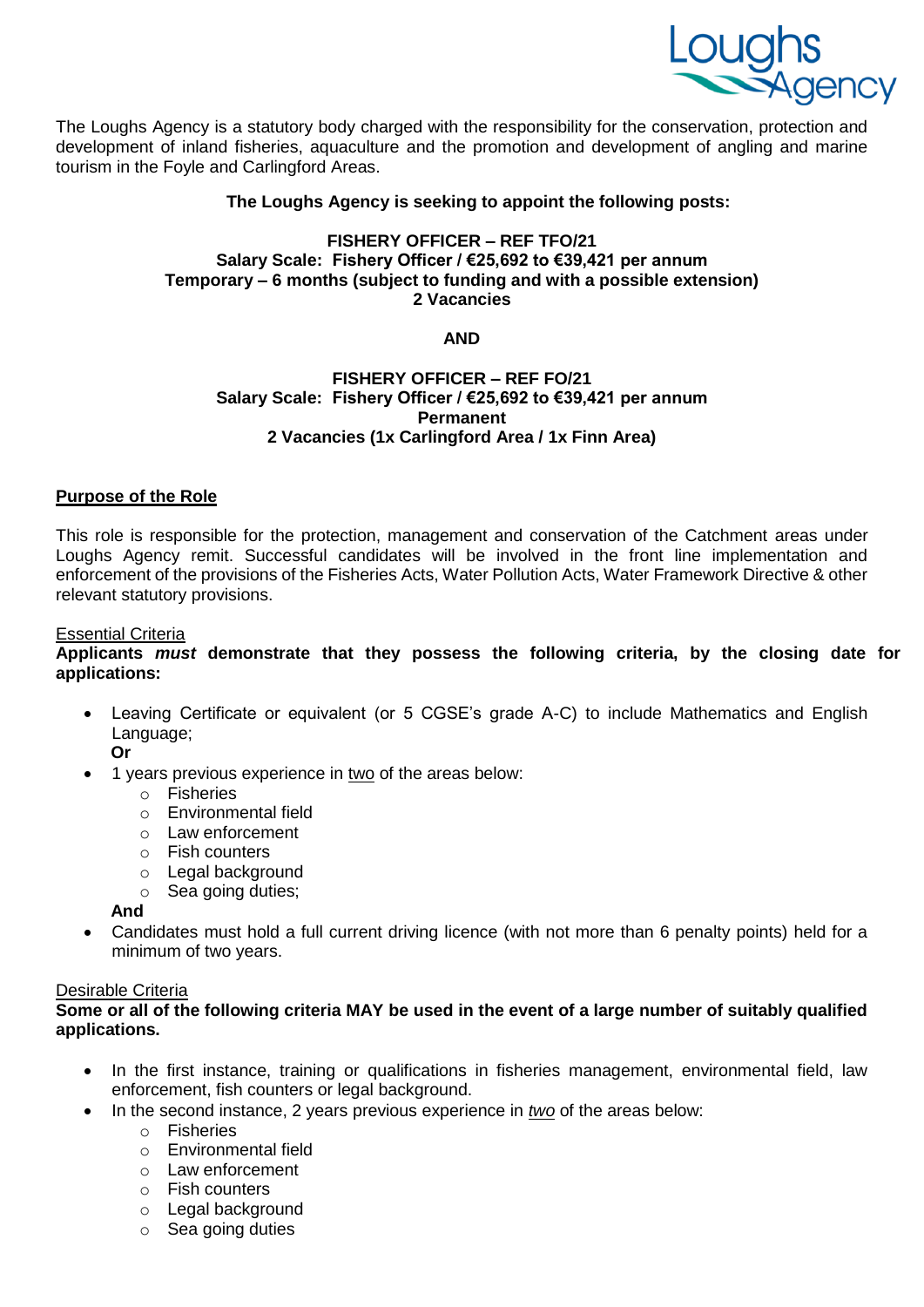The Loughs Agency is a statutory body charged with the responsibility for the conservation, protection and development of inland fisheries, aquaculture and the promotion and development of angling and marine tourism in the Foyle and Carlingford Areas.

**The Loughs Agency is seeking to appoint the following posts:**

**FISHERY OFFICER – REF TFO/21**
**Salary Scale: Fishery Officer / €25,692 to €39,421 per annum**
**Temporary – 6 months (subject to funding and with a possible extension)**
**2 Vacancies**

**AND**

**FISHERY OFFICER – REF FO/21**
**Salary Scale: Fishery Officer / €25,692 to €39,421 per annum**
**Permanent**
**2 Vacancies (1x Carlingford Area / 1x Finn Area)**

## Purpose of the Role

This role is responsible for the protection, management and conservation of the Catchment areas under Loughs Agency remit. Successful candidates will be involved in the front line implementation and enforcement of the provisions of the Fisheries Acts, Water Pollution Acts, Water Framework Directive & other relevant statutory provisions.

### Essential Criteria

**Applicants *must* demonstrate that they possess the following criteria, by the closing date for applications:**

- Leaving Certificate or equivalent (or 5 CGSE's grade A-C) to include Mathematics and English Language;
  **Or**
- 1 years previous experience in two of the areas below:
  - Fisheries
  - Environmental field
  - Law enforcement
  - Fish counters
  - Legal background
  - Sea going duties;

  **And**
- Candidates must hold a full current driving licence (with not more than 6 penalty points) held for a minimum of two years.

### Desirable Criteria

**Some or all of the following criteria MAY be used in the event of a large number of suitably qualified applications.**

- In the first instance, training or qualifications in fisheries management, environmental field, law enforcement, fish counters or legal background.
- In the second instance, 2 years previous experience in *two* of the areas below:
  - Fisheries
  - Environmental field
  - Law enforcement
  - Fish counters
  - Legal background
  - Sea going duties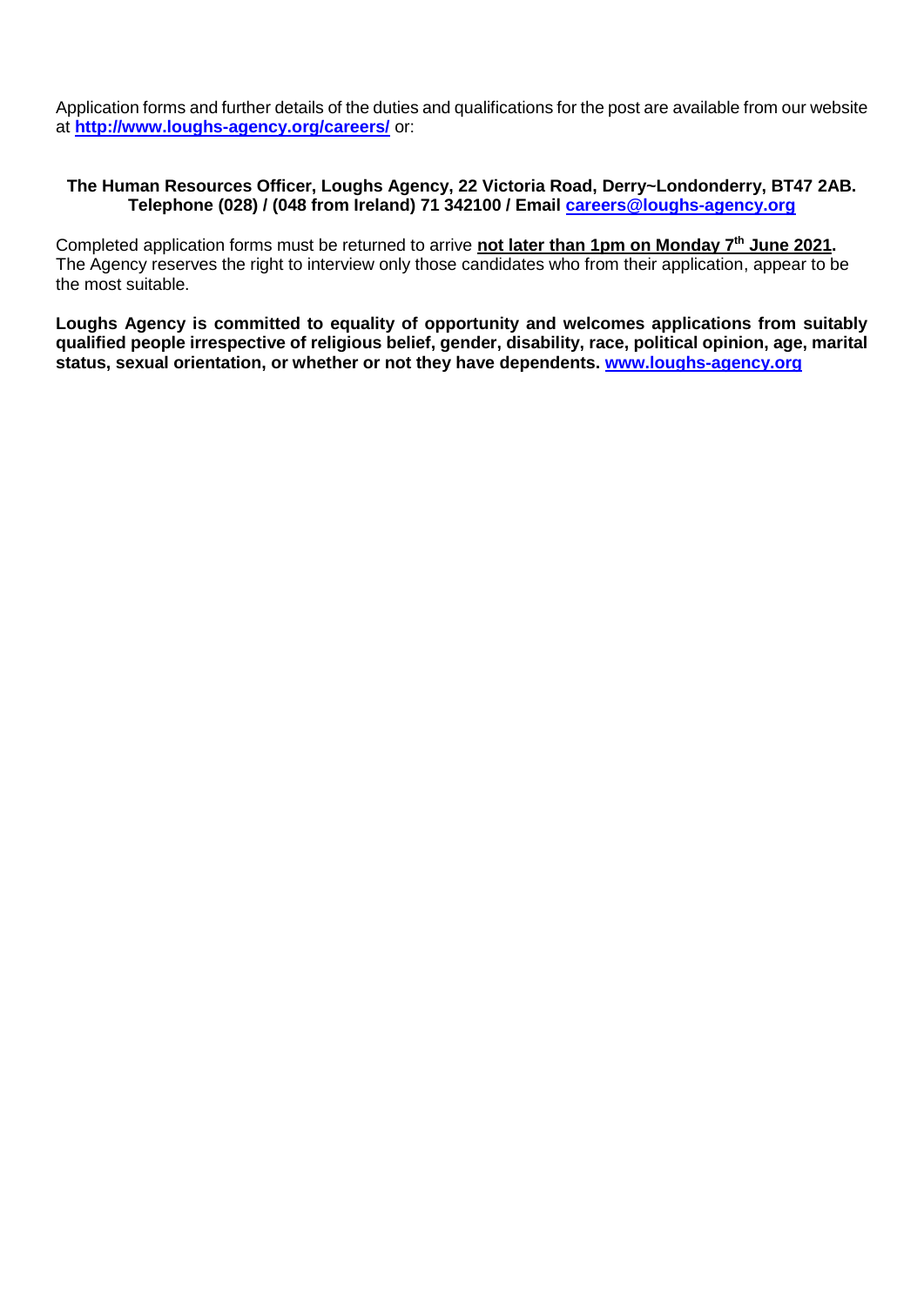Application forms and further details of the duties and qualifications for the post are available from our website at **http://www.loughs-agency.org/careers/** or:

**The Human Resources Officer, Loughs Agency, 22 Victoria Road, Derry~Londonderry, BT47 2AB.
Telephone (028) / (048 from Ireland) 71 342100 / Email careers@loughs-agency.org**

Completed application forms must be returned to arrive **not later than 1pm on Monday 7th June 2021.** The Agency reserves the right to interview only those candidates who from their application, appear to be the most suitable.

**Loughs Agency is committed to equality of opportunity and welcomes applications from suitably qualified people irrespective of religious belief, gender, disability, race, political opinion, age, marital status, sexual orientation, or whether or not they have dependents. www.loughs-agency.org**